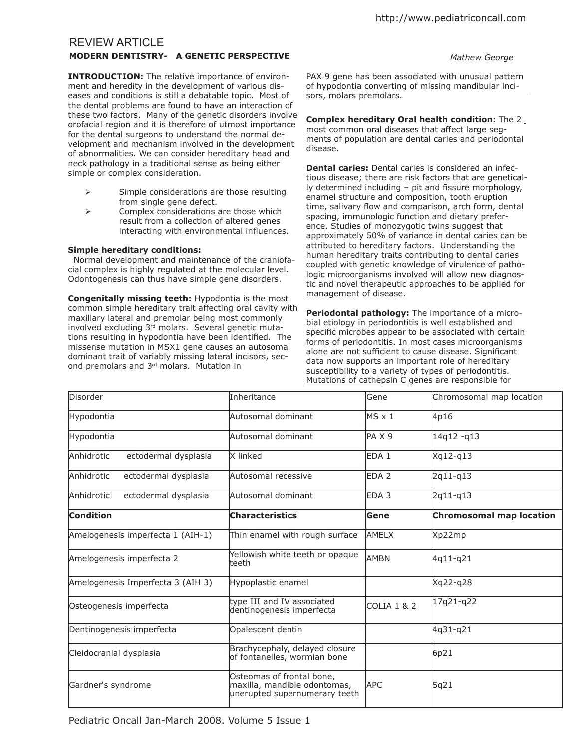# REVIEW ARTICLE

## MODERN DENTISTRY- A GENETIC PERSPECTIVE

*Mathew George*

**INTRODUCTION:** The relative importance of environment and heredity in the development of various diseases and conditions is still a debatable topic. Most of the dental problems are found to have an interaction of these two factors. Many of the genetic disorders involve orofacial region and it is therefore of utmost importance for the dental surgeons to understand the normal development and mechanism involved in the development of abnormalities. We can consider hereditary head and neck pathology in a traditional sense as being either simple or complex consideration.

- Simple considerations are those resulting from single gene defect.
- Complex considerations are those which result from a collection of altered genes interacting with environmental influences.

**Simple hereditary conditions:**

Normal development and maintenance of the craniofacial complex is highly regulated at the molecular level. Odontogenesis can thus have simple gene disorders.

**Congenitally missing teeth:** Hypodontia is the most common simple hereditary trait affecting oral cavity with maxillary lateral and premolar being most commonly involved excluding 3rd molars. Several genetic mutations resulting in hypodontia have been identified. The missense mutation in MSX1 gene causes an autosomal dominant trait of variably missing lateral incisors, second premolars and 3rd molars. Mutation in PAX 9 gene has been associated with unusual pattern of hypodontia converting of missing mandibular incisors, molars premolars.

**Complex hereditary Oral health condition:** The 2 most common oral diseases that affect large segments of population are dental caries and periodontal disease.

**Dental caries:** Dental caries is considered an infectious disease; there are risk factors that are genetically determined including – pit and fissure morphology, enamel structure and composition, tooth eruption time, salivary flow and comparison, arch form, dental spacing, immunologic function and dietary preference. Studies of monozygotic twins suggest that approximately 50% of variance in dental caries can be attributed to hereditary factors. Understanding the human hereditary traits contributing to dental caries coupled with genetic knowledge of virulence of pathologic microorganisms involved will allow new diagnostic and novel therapeutic approaches to be applied for management of disease.

**Periodontal pathology:** The importance of a microbial etiology in periodontitis is well established and specific microbes appear to be associated with certain forms of periodontitis. In most cases microorganisms alone are not sufficient to cause disease. Significant data now supports an important role of hereditary susceptibility to a variety of types of periodontitis. Mutations of cathepsin C genes are responsible for

| Disorder | Inheritance | Gene | Chromosomal map location |
|---|---|---|---|
| Hypodontia | Autosomal dominant | MS x 1 | 4p16 |
| Hypodontia | Autosomal dominant | PA X 9 | 14q12 -q13 |
| Anhidrotic ectodermal dysplasia | X linked | EDA 1 | Xq12-q13 |
| Anhidrotic ectodermal dysplasia | Autosomal recessive | EDA 2 | 2q11-q13 |
| Anhidrotic ectodermal dysplasia | Autosomal dominant | EDA 3 | 2q11-q13 |
| **Condition** | **Characteristics** | **Gene** | **Chromosomal map location** |
| Amelogenesis imperfecta 1 (AIH-1) | Thin enamel with rough surface | AMELX | Xp22mp |
| Amelogenesis imperfecta 2 | Yellowish white teeth or opaque teeth | AMBN | 4q11-q21 |
| Amelogenesis Imperfecta 3 (AIH 3) | Hypoplastic enamel | | Xq22-q28 |
| Osteogenesis imperfecta | type III and IV associated dentinogenesis imperfecta | COLIA 1 & 2 | 17q21-q22 |
| Dentinogenesis imperfecta | Opalescent dentin | | 4q31-q21 |
| Cleidocranial dysplasia | Brachycephaly, delayed closure of fontanelles, wormian bone | | 6p21 |
| Gardner's syndrome | Osteomas of frontal bone, maxilla, mandible odontomas, unerupted supernumerary teeth | APC | 5q21 |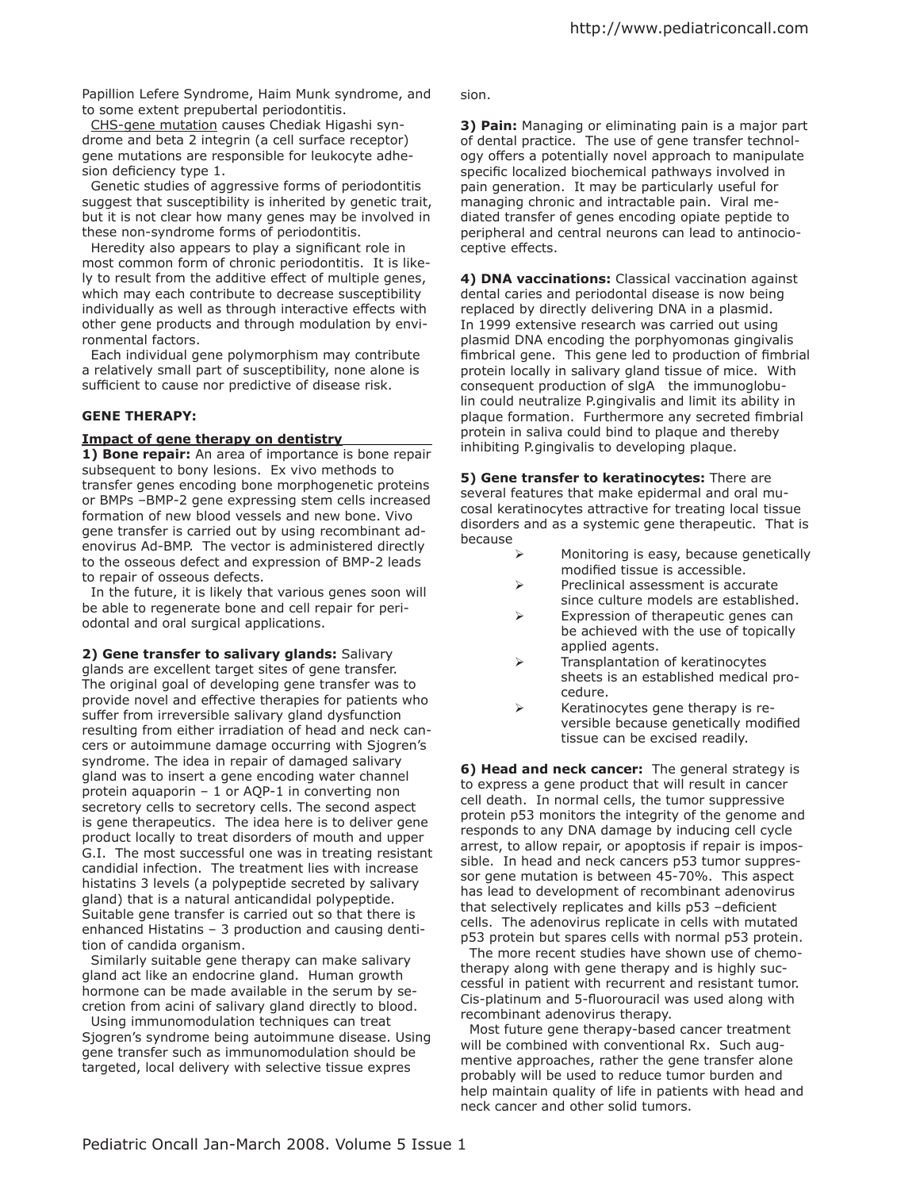Papillion Lefere Syndrome, Haim Munk syndrome, and to some extent prepubertal periodontitis.

CHS-gene mutation causes Chediak Higashi syndrome and beta 2 integrin (a cell surface receptor) gene mutations are responsible for leukocyte adhesion deficiency type 1.

Genetic studies of aggressive forms of periodontitis suggest that susceptibility is inherited by genetic trait, but it is not clear how many genes may be involved in these non-syndrome forms of periodontitis.

Heredity also appears to play a significant role in most common form of chronic periodontitis. It is likely to result from the additive effect of multiple genes, which may each contribute to decrease susceptibility individually as well as through interactive effects with other gene products and through modulation by environmental factors.

Each individual gene polymorphism may contribute a relatively small part of susceptibility, none alone is sufficient to cause nor predictive of disease risk.

**GENE THERAPY:**

**Impact of gene therapy on dentistry**

**1) Bone repair:** An area of importance is bone repair subsequent to bony lesions. Ex vivo methods to transfer genes encoding bone morphogenetic proteins or BMPs –BMP-2 gene expressing stem cells increased formation of new blood vessels and new bone. Vivo gene transfer is carried out by using recombinant adenovirus Ad-BMP. The vector is administered directly to the osseous defect and expression of BMP-2 leads to repair of osseous defects.

In the future, it is likely that various genes soon will be able to regenerate bone and cell repair for periodontal and oral surgical applications.

**2) Gene transfer to salivary glands:** Salivary glands are excellent target sites of gene transfer. The original goal of developing gene transfer was to provide novel and effective therapies for patients who suffer from irreversible salivary gland dysfunction resulting from either irradiation of head and neck cancers or autoimmune damage occurring with Sjogren's syndrome. The idea in repair of damaged salivary gland was to insert a gene encoding water channel protein aquaporin – 1 or AQP-1 in converting non secretory cells to secretory cells. The second aspect is gene therapeutics. The idea here is to deliver gene product locally to treat disorders of mouth and upper G.I. The most successful one was in treating resistant candidial infection. The treatment lies with increase histatins 3 levels (a polypeptide secreted by salivary gland) that is a natural anticandidal polypeptide. Suitable gene transfer is carried out so that there is enhanced Histatins – 3 production and causing dentition of candida organism.

Similarly suitable gene therapy can make salivary gland act like an endocrine gland. Human growth hormone can be made available in the serum by secretion from acini of salivary gland directly to blood.

Using immunomodulation techniques can treat Sjogren's syndrome being autoimmune disease. Using gene transfer such as immunomodulation should be targeted, local delivery with selective tissue expression.

**3) Pain:** Managing or eliminating pain is a major part of dental practice. The use of gene transfer technology offers a potentially novel approach to manipulate specific localized biochemical pathways involved in pain generation. It may be particularly useful for managing chronic and intractable pain. Viral mediated transfer of genes encoding opiate peptide to peripheral and central neurons can lead to antinocioceptive effects.

**4) DNA vaccinations:** Classical vaccination against dental caries and periodontal disease is now being replaced by directly delivering DNA in a plasmid. In 1999 extensive research was carried out using plasmid DNA encoding the porphyomonas gingivalis fimbrical gene. This gene led to production of fimbrial protein locally in salivary gland tissue of mice. With consequent production of sIgA the immunoglobulin could neutralize P.gingivalis and limit its ability in plaque formation. Furthermore any secreted fimbrial protein in saliva could bind to plaque and thereby inhibiting P.gingivalis to developing plaque.

**5) Gene transfer to keratinocytes:** There are several features that make epidermal and oral mucosal keratinocytes attractive for treating local tissue disorders and as a systemic gene therapeutic. That is because

- Monitoring is easy, because genetically modified tissue is accessible.
- Preclinical assessment is accurate since culture models are established.
- Expression of therapeutic genes can be achieved with the use of topically applied agents.
- Transplantation of keratinocytes sheets is an established medical procedure.
- Keratinocytes gene therapy is reversible because genetically modified tissue can be excised readily.

**6) Head and neck cancer:** The general strategy is to express a gene product that will result in cancer cell death. In normal cells, the tumor suppressive protein p53 monitors the integrity of the genome and responds to any DNA damage by inducing cell cycle arrest, to allow repair, or apoptosis if repair is impossible. In head and neck cancers p53 tumor suppressor gene mutation is between 45-70%. This aspect has lead to development of recombinant adenovirus that selectively replicates and kills p53 –deficient cells. The adenovirus replicate in cells with mutated p53 protein but spares cells with normal p53 protein.

The more recent studies have shown use of chemotherapy along with gene therapy and is highly successful in patient with recurrent and resistant tumor. Cis-platinum and 5-fluorouracil was used along with recombinant adenovirus therapy.

Most future gene therapy-based cancer treatment will be combined with conventional Rx. Such augmentive approaches, rather the gene transfer alone probably will be used to reduce tumor burden and help maintain quality of life in patients with head and neck cancer and other solid tumors.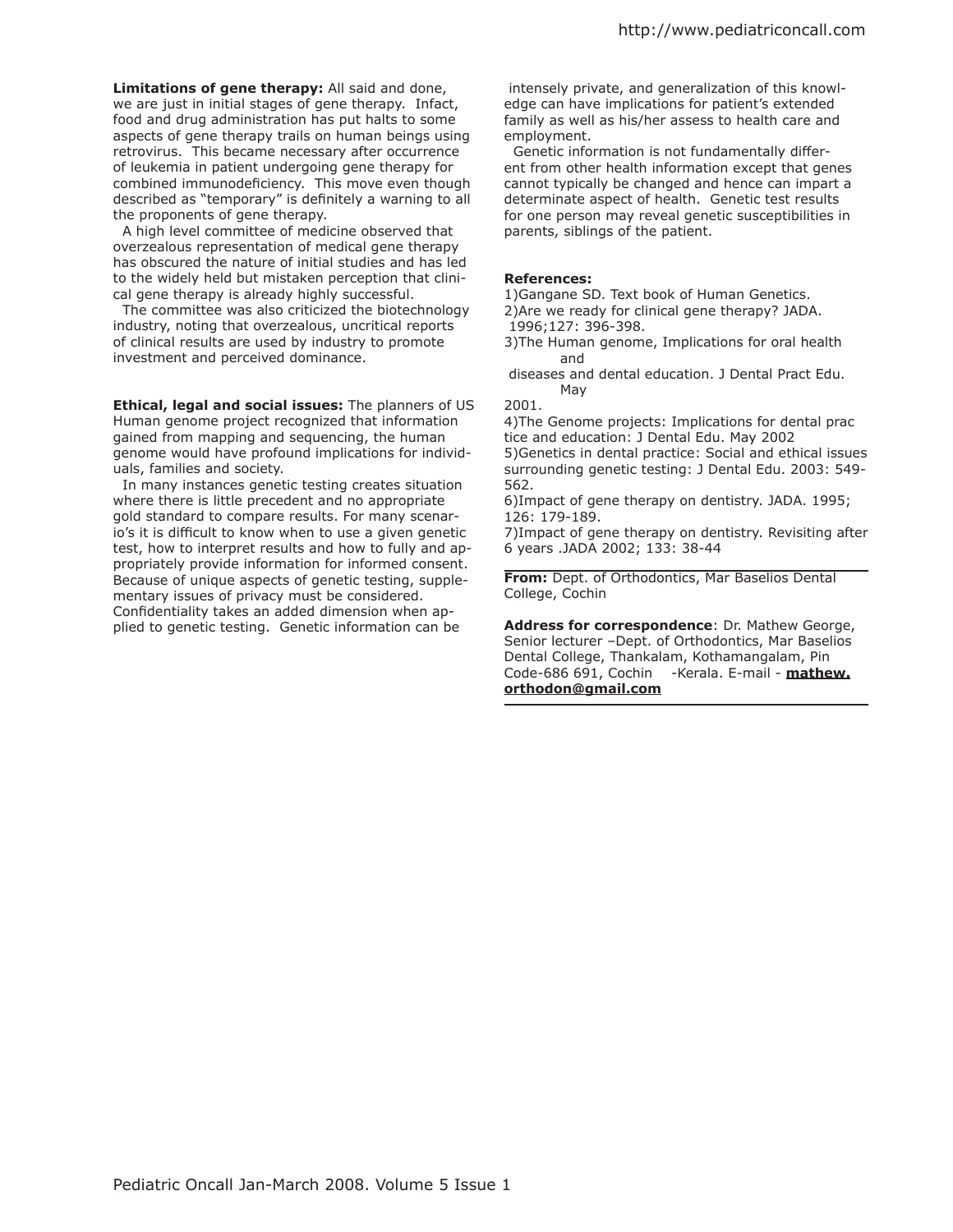**Limitations of gene therapy:** All said and done, we are just in initial stages of gene therapy. Infact, food and drug administration has put halts to some aspects of gene therapy trails on human beings using retrovirus. This became necessary after occurrence of leukemia in patient undergoing gene therapy for combined immunodeficiency. This move even though described as "temporary" is definitely a warning to all the proponents of gene therapy.

A high level committee of medicine observed that overzealous representation of medical gene therapy has obscured the nature of initial studies and has led to the widely held but mistaken perception that clinical gene therapy is already highly successful.

The committee was also criticized the biotechnology industry, noting that overzealous, uncritical reports of clinical results are used by industry to promote investment and perceived dominance.

**Ethical, legal and social issues:** The planners of US Human genome project recognized that information gained from mapping and sequencing, the human genome would have profound implications for individuals, families and society.

In many instances genetic testing creates situation where there is little precedent and no appropriate gold standard to compare results. For many scenario's it is difficult to know when to use a given genetic test, how to interpret results and how to fully and appropriately provide information for informed consent. Because of unique aspects of genetic testing, supplementary issues of privacy must be considered. Confidentiality takes an added dimension when applied to genetic testing. Genetic information can be intensely private, and generalization of this knowledge can have implications for patient's extended family as well as his/her assess to health care and employment.

Genetic information is not fundamentally different from other health information except that genes cannot typically be changed and hence can impart a determinate aspect of health. Genetic test results for one person may reveal genetic susceptibilities in parents, siblings of the patient.

**References:**

1)Gangane SD. Text book of Human Genetics.
2)Are we ready for clinical gene therapy? JADA. 1996;127: 396-398.
3)The Human genome, Implications for oral health and diseases and dental education. J Dental Pract Edu. May 2001.
4)The Genome projects: Implications for dental practice and education: J Dental Edu. May 2002
5)Genetics in dental practice: Social and ethical issues surrounding genetic testing: J Dental Edu. 2003: 549-562.
6)Impact of gene therapy on dentistry. JADA. 1995; 126: 179-189.
7)Impact of gene therapy on dentistry. Revisiting after 6 years .JADA 2002; 133: 38-44

**From:** Dept. of Orthodontics, Mar Baselios Dental College, Cochin

**Address for correspondence**: Dr. Mathew George, Senior lecturer –Dept. of Orthodontics, Mar Baselios Dental College, Thankalam, Kothamangalam, Pin Code-686 691, Cochin -Kerala. E-mail - **mathew.orthodon@gmail.com**